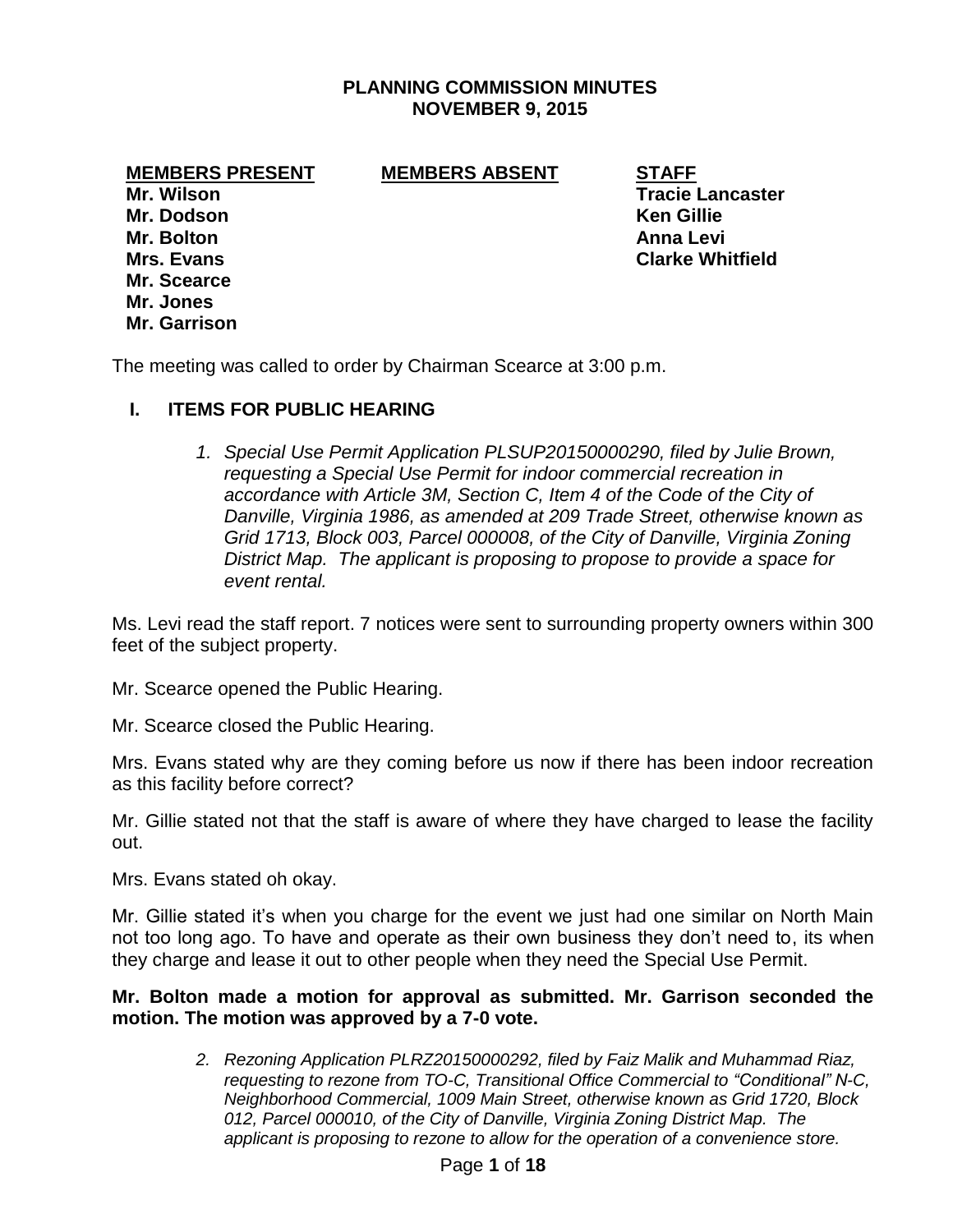# PLANNING COMMISSION MINUTES
## NOVEMBER 9, 2015

| MEMBERS PRESENT | MEMBERS ABSENT | STAFF |
|---|---|---|
| Mr. Wilson | | Tracie Lancaster |
| Mr. Dodson | | Ken Gillie |
| Mr. Bolton | | Anna Levi |
| Mrs. Evans | | Clarke Whitfield |
| Mr. Scearce | | |
| Mr. Jones | | |
| Mr. Garrison | | |

The meeting was called to order by Chairman Scearce at 3:00 p.m.

## I. ITEMS FOR PUBLIC HEARING

1. *Special Use Permit Application PLSUP20150000290, filed by Julie Brown, requesting a Special Use Permit for indoor commercial recreation in accordance with Article 3M, Section C, Item 4 of the Code of the City of Danville, Virginia 1986, as amended at 209 Trade Street, otherwise known as Grid 1713, Block 003, Parcel 000008, of the City of Danville, Virginia Zoning District Map. The applicant is proposing to propose to provide a space for event rental.*

Ms. Levi read the staff report. 7 notices were sent to surrounding property owners within 300 feet of the subject property.

Mr. Scearce opened the Public Hearing.

Mr. Scearce closed the Public Hearing.

Mrs. Evans stated why are they coming before us now if there has been indoor recreation as this facility before correct?

Mr. Gillie stated not that the staff is aware of where they have charged to lease the facility out.

Mrs. Evans stated oh okay.

Mr. Gillie stated it's when you charge for the event we just had one similar on North Main not too long ago. To have and operate as their own business they don't need to, its when they charge and lease it out to other people when they need the Special Use Permit.

**Mr. Bolton made a motion for approval as submitted. Mr. Garrison seconded the motion. The motion was approved by a 7-0 vote.**

2. *Rezoning Application PLRZ20150000292, filed by Faiz Malik and Muhammad Riaz, requesting to rezone from TO-C, Transitional Office Commercial to "Conditional" N-C, Neighborhood Commercial, 1009 Main Street, otherwise known as Grid 1720, Block 012, Parcel 000010, of the City of Danville, Virginia Zoning District Map. The applicant is proposing to rezone to allow for the operation of a convenience store.*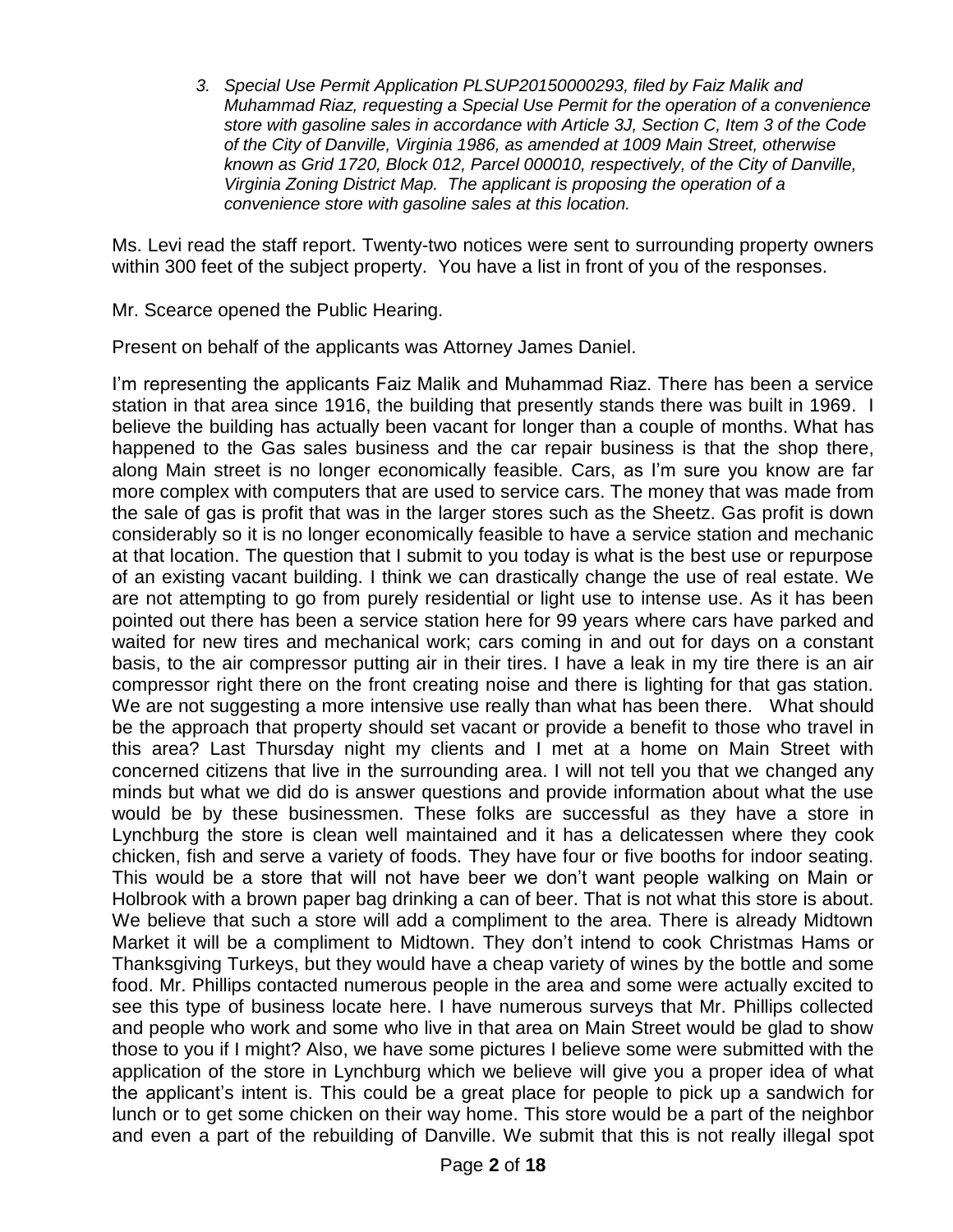3. *Special Use Permit Application PLSUP20150000293, filed by Faiz Malik and Muhammad Riaz, requesting a Special Use Permit for the operation of a convenience store with gasoline sales in accordance with Article 3J, Section C, Item 3 of the Code of the City of Danville, Virginia 1986, as amended at 1009 Main Street, otherwise known as Grid 1720, Block 012, Parcel 000010, respectively, of the City of Danville, Virginia Zoning District Map. The applicant is proposing the operation of a convenience store with gasoline sales at this location.*

Ms. Levi read the staff report. Twenty-two notices were sent to surrounding property owners within 300 feet of the subject property. You have a list in front of you of the responses.

Mr. Scearce opened the Public Hearing.

Present on behalf of the applicants was Attorney James Daniel.

I'm representing the applicants Faiz Malik and Muhammad Riaz. There has been a service station in that area since 1916, the building that presently stands there was built in 1969. I believe the building has actually been vacant for longer than a couple of months. What has happened to the Gas sales business and the car repair business is that the shop there, along Main street is no longer economically feasible. Cars, as I'm sure you know are far more complex with computers that are used to service cars. The money that was made from the sale of gas is profit that was in the larger stores such as the Sheetz. Gas profit is down considerably so it is no longer economically feasible to have a service station and mechanic at that location. The question that I submit to you today is what is the best use or repurpose of an existing vacant building. I think we can drastically change the use of real estate. We are not attempting to go from purely residential or light use to intense use. As it has been pointed out there has been a service station here for 99 years where cars have parked and waited for new tires and mechanical work; cars coming in and out for days on a constant basis, to the air compressor putting air in their tires. I have a leak in my tire there is an air compressor right there on the front creating noise and there is lighting for that gas station. We are not suggesting a more intensive use really than what has been there. What should be the approach that property should set vacant or provide a benefit to those who travel in this area? Last Thursday night my clients and I met at a home on Main Street with concerned citizens that live in the surrounding area. I will not tell you that we changed any minds but what we did do is answer questions and provide information about what the use would be by these businessmen. These folks are successful as they have a store in Lynchburg the store is clean well maintained and it has a delicatessen where they cook chicken, fish and serve a variety of foods. They have four or five booths for indoor seating. This would be a store that will not have beer we don't want people walking on Main or Holbrook with a brown paper bag drinking a can of beer. That is not what this store is about. We believe that such a store will add a compliment to the area. There is already Midtown Market it will be a compliment to Midtown. They don't intend to cook Christmas Hams or Thanksgiving Turkeys, but they would have a cheap variety of wines by the bottle and some food. Mr. Phillips contacted numerous people in the area and some were actually excited to see this type of business locate here. I have numerous surveys that Mr. Phillips collected and people who work and some who live in that area on Main Street would be glad to show those to you if I might? Also, we have some pictures I believe some were submitted with the application of the store in Lynchburg which we believe will give you a proper idea of what the applicant's intent is. This could be a great place for people to pick up a sandwich for lunch or to get some chicken on their way home. This store would be a part of the neighbor and even a part of the rebuilding of Danville. We submit that this is not really illegal spot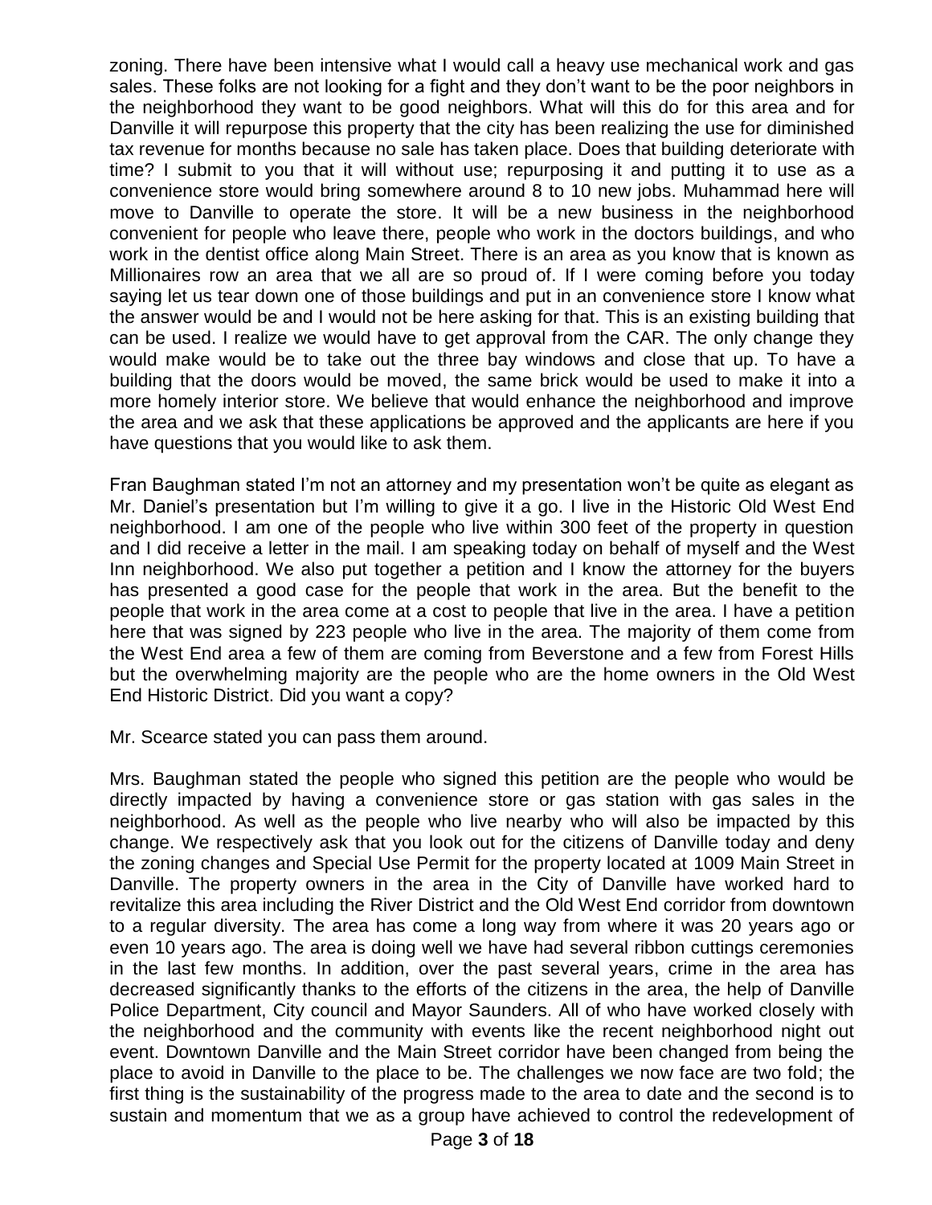zoning. There have been intensive what I would call a heavy use mechanical work and gas sales. These folks are not looking for a fight and they don't want to be the poor neighbors in the neighborhood they want to be good neighbors. What will this do for this area and for Danville it will repurpose this property that the city has been realizing the use for diminished tax revenue for months because no sale has taken place. Does that building deteriorate with time? I submit to you that it will without use; repurposing it and putting it to use as a convenience store would bring somewhere around 8 to 10 new jobs. Muhammad here will move to Danville to operate the store. It will be a new business in the neighborhood convenient for people who leave there, people who work in the doctors buildings, and who work in the dentist office along Main Street. There is an area as you know that is known as Millionaires row an area that we all are so proud of. If I were coming before you today saying let us tear down one of those buildings and put in an convenience store I know what the answer would be and I would not be here asking for that. This is an existing building that can be used. I realize we would have to get approval from the CAR. The only change they would make would be to take out the three bay windows and close that up. To have a building that the doors would be moved, the same brick would be used to make it into a more homely interior store. We believe that would enhance the neighborhood and improve the area and we ask that these applications be approved and the applicants are here if you have questions that you would like to ask them.

Fran Baughman stated I'm not an attorney and my presentation won't be quite as elegant as Mr. Daniel's presentation but I'm willing to give it a go. I live in the Historic Old West End neighborhood. I am one of the people who live within 300 feet of the property in question and I did receive a letter in the mail. I am speaking today on behalf of myself and the West Inn neighborhood. We also put together a petition and I know the attorney for the buyers has presented a good case for the people that work in the area. But the benefit to the people that work in the area come at a cost to people that live in the area. I have a petition here that was signed by 223 people who live in the area. The majority of them come from the West End area a few of them are coming from Beverstone and a few from Forest Hills but the overwhelming majority are the people who are the home owners in the Old West End Historic District. Did you want a copy?

Mr. Scearce stated you can pass them around.

Mrs. Baughman stated the people who signed this petition are the people who would be directly impacted by having a convenience store or gas station with gas sales in the neighborhood. As well as the people who live nearby who will also be impacted by this change. We respectively ask that you look out for the citizens of Danville today and deny the zoning changes and Special Use Permit for the property located at 1009 Main Street in Danville. The property owners in the area in the City of Danville have worked hard to revitalize this area including the River District and the Old West End corridor from downtown to a regular diversity. The area has come a long way from where it was 20 years ago or even 10 years ago. The area is doing well we have had several ribbon cuttings ceremonies in the last few months. In addition, over the past several years, crime in the area has decreased significantly thanks to the efforts of the citizens in the area, the help of Danville Police Department, City council and Mayor Saunders. All of who have worked closely with the neighborhood and the community with events like the recent neighborhood night out event. Downtown Danville and the Main Street corridor have been changed from being the place to avoid in Danville to the place to be. The challenges we now face are two fold; the first thing is the sustainability of the progress made to the area to date and the second is to sustain and momentum that we as a group have achieved to control the redevelopment of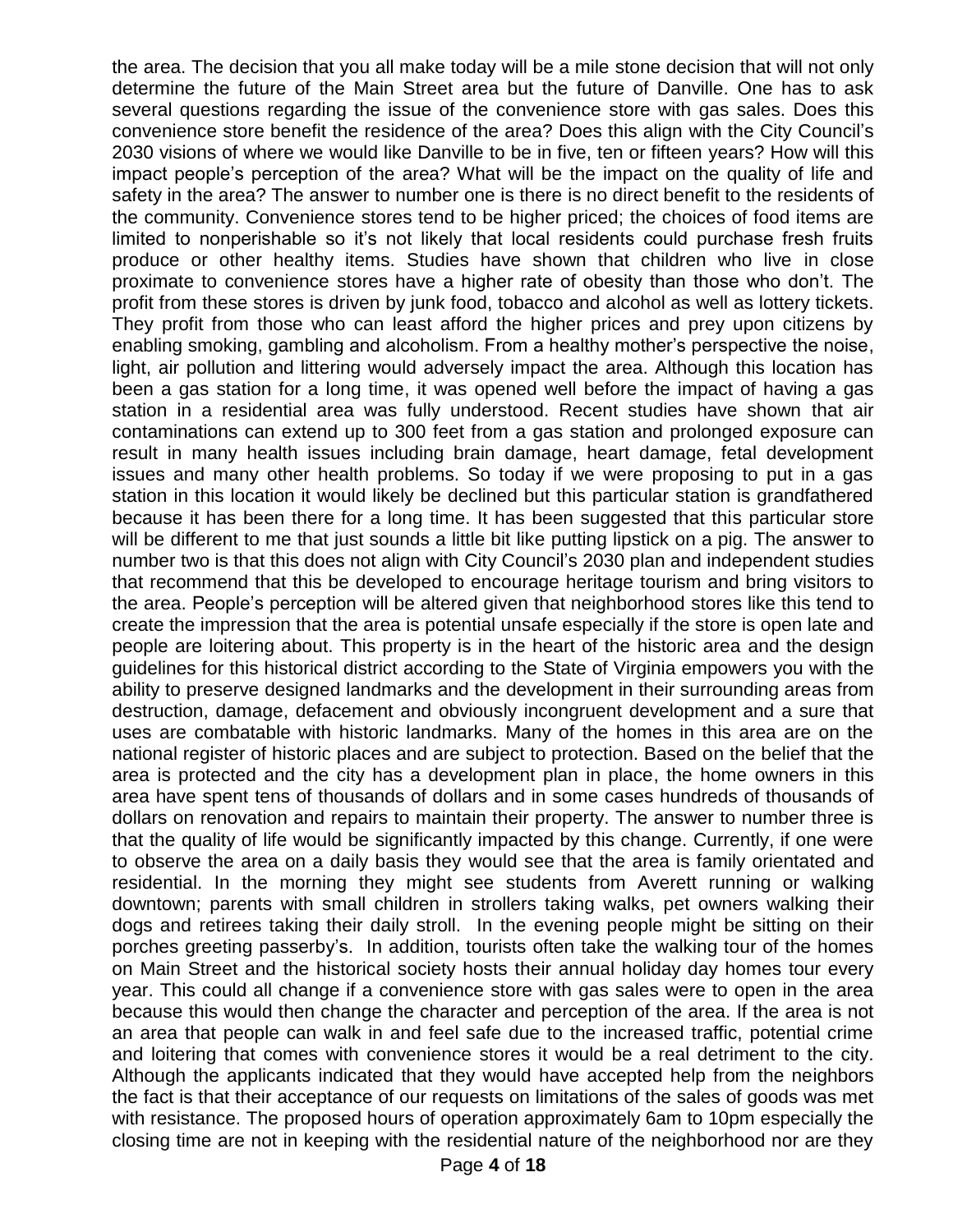the area. The decision that you all make today will be a mile stone decision that will not only determine the future of the Main Street area but the future of Danville. One has to ask several questions regarding the issue of the convenience store with gas sales. Does this convenience store benefit the residence of the area? Does this align with the City Council's 2030 visions of where we would like Danville to be in five, ten or fifteen years? How will this impact people's perception of the area? What will be the impact on the quality of life and safety in the area? The answer to number one is there is no direct benefit to the residents of the community. Convenience stores tend to be higher priced; the choices of food items are limited to nonperishable so it's not likely that local residents could purchase fresh fruits produce or other healthy items. Studies have shown that children who live in close proximate to convenience stores have a higher rate of obesity than those who don't. The profit from these stores is driven by junk food, tobacco and alcohol as well as lottery tickets. They profit from those who can least afford the higher prices and prey upon citizens by enabling smoking, gambling and alcoholism. From a healthy mother's perspective the noise, light, air pollution and littering would adversely impact the area. Although this location has been a gas station for a long time, it was opened well before the impact of having a gas station in a residential area was fully understood. Recent studies have shown that air contaminations can extend up to 300 feet from a gas station and prolonged exposure can result in many health issues including brain damage, heart damage, fetal development issues and many other health problems. So today if we were proposing to put in a gas station in this location it would likely be declined but this particular station is grandfathered because it has been there for a long time. It has been suggested that this particular store will be different to me that just sounds a little bit like putting lipstick on a pig. The answer to number two is that this does not align with City Council's 2030 plan and independent studies that recommend that this be developed to encourage heritage tourism and bring visitors to the area. People's perception will be altered given that neighborhood stores like this tend to create the impression that the area is potential unsafe especially if the store is open late and people are loitering about. This property is in the heart of the historic area and the design guidelines for this historical district according to the State of Virginia empowers you with the ability to preserve designed landmarks and the development in their surrounding areas from destruction, damage, defacement and obviously incongruent development and a sure that uses are combatable with historic landmarks. Many of the homes in this area are on the national register of historic places and are subject to protection. Based on the belief that the area is protected and the city has a development plan in place, the home owners in this area have spent tens of thousands of dollars and in some cases hundreds of thousands of dollars on renovation and repairs to maintain their property. The answer to number three is that the quality of life would be significantly impacted by this change. Currently, if one were to observe the area on a daily basis they would see that the area is family orientated and residential. In the morning they might see students from Averett running or walking downtown; parents with small children in strollers taking walks, pet owners walking their dogs and retirees taking their daily stroll. In the evening people might be sitting on their porches greeting passerby's. In addition, tourists often take the walking tour of the homes on Main Street and the historical society hosts their annual holiday day homes tour every year. This could all change if a convenience store with gas sales were to open in the area because this would then change the character and perception of the area. If the area is not an area that people can walk in and feel safe due to the increased traffic, potential crime and loitering that comes with convenience stores it would be a real detriment to the city. Although the applicants indicated that they would have accepted help from the neighbors the fact is that their acceptance of our requests on limitations of the sales of goods was met with resistance. The proposed hours of operation approximately 6am to 10pm especially the closing time are not in keeping with the residential nature of the neighborhood nor are they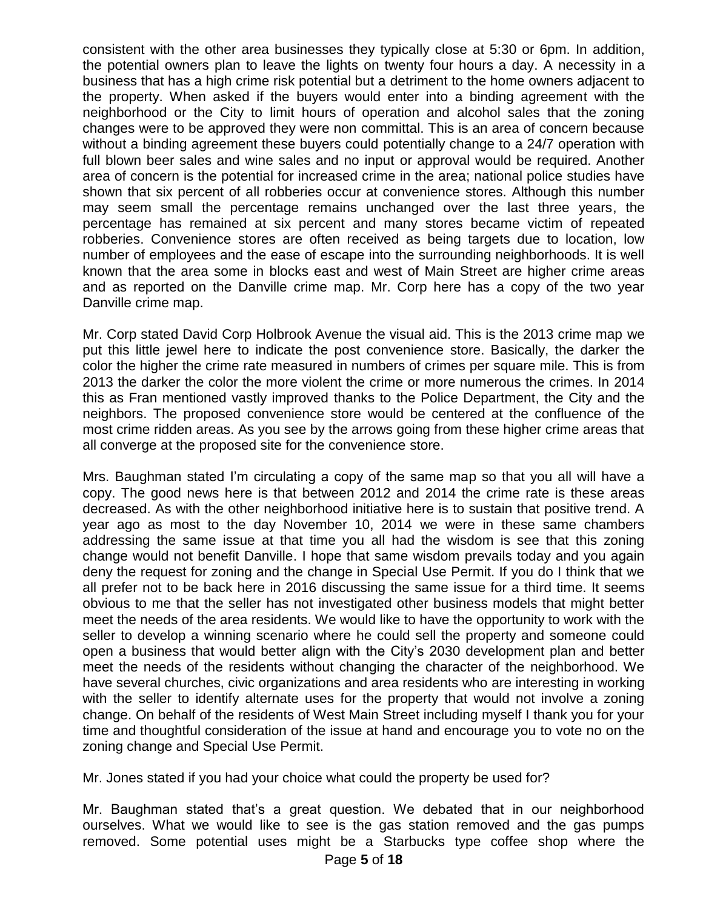consistent with the other area businesses they typically close at 5:30 or 6pm. In addition, the potential owners plan to leave the lights on twenty four hours a day. A necessity in a business that has a high crime risk potential but a detriment to the home owners adjacent to the property. When asked if the buyers would enter into a binding agreement with the neighborhood or the City to limit hours of operation and alcohol sales that the zoning changes were to be approved they were non committal. This is an area of concern because without a binding agreement these buyers could potentially change to a 24/7 operation with full blown beer sales and wine sales and no input or approval would be required. Another area of concern is the potential for increased crime in the area; national police studies have shown that six percent of all robberies occur at convenience stores. Although this number may seem small the percentage remains unchanged over the last three years, the percentage has remained at six percent and many stores became victim of repeated robberies. Convenience stores are often received as being targets due to location, low number of employees and the ease of escape into the surrounding neighborhoods. It is well known that the area some in blocks east and west of Main Street are higher crime areas and as reported on the Danville crime map. Mr. Corp here has a copy of the two year Danville crime map.

Mr. Corp stated David Corp Holbrook Avenue the visual aid. This is the 2013 crime map we put this little jewel here to indicate the post convenience store. Basically, the darker the color the higher the crime rate measured in numbers of crimes per square mile. This is from 2013 the darker the color the more violent the crime or more numerous the crimes. In 2014 this as Fran mentioned vastly improved thanks to the Police Department, the City and the neighbors. The proposed convenience store would be centered at the confluence of the most crime ridden areas. As you see by the arrows going from these higher crime areas that all converge at the proposed site for the convenience store.

Mrs. Baughman stated I'm circulating a copy of the same map so that you all will have a copy. The good news here is that between 2012 and 2014 the crime rate is these areas decreased. As with the other neighborhood initiative here is to sustain that positive trend. A year ago as most to the day November 10, 2014 we were in these same chambers addressing the same issue at that time you all had the wisdom is see that this zoning change would not benefit Danville. I hope that same wisdom prevails today and you again deny the request for zoning and the change in Special Use Permit. If you do I think that we all prefer not to be back here in 2016 discussing the same issue for a third time. It seems obvious to me that the seller has not investigated other business models that might better meet the needs of the area residents. We would like to have the opportunity to work with the seller to develop a winning scenario where he could sell the property and someone could open a business that would better align with the City's 2030 development plan and better meet the needs of the residents without changing the character of the neighborhood. We have several churches, civic organizations and area residents who are interesting in working with the seller to identify alternate uses for the property that would not involve a zoning change. On behalf of the residents of West Main Street including myself I thank you for your time and thoughtful consideration of the issue at hand and encourage you to vote no on the zoning change and Special Use Permit.

Mr. Jones stated if you had your choice what could the property be used for?

Mr. Baughman stated that's a great question. We debated that in our neighborhood ourselves. What we would like to see is the gas station removed and the gas pumps removed. Some potential uses might be a Starbucks type coffee shop where the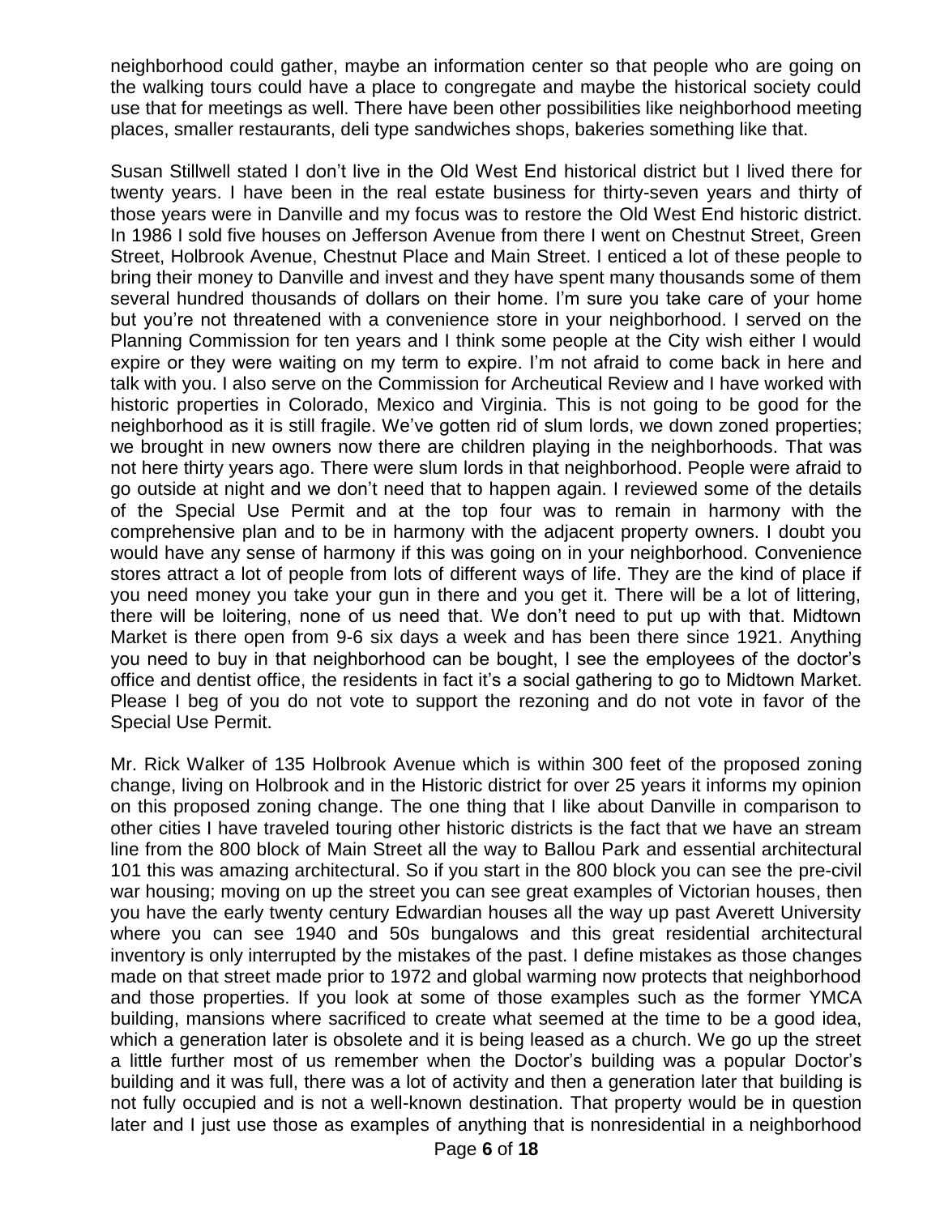neighborhood could gather, maybe an information center so that people who are going on the walking tours could have a place to congregate and maybe the historical society could use that for meetings as well. There have been other possibilities like neighborhood meeting places, smaller restaurants, deli type sandwiches shops, bakeries something like that.

Susan Stillwell stated I don't live in the Old West End historical district but I lived there for twenty years. I have been in the real estate business for thirty-seven years and thirty of those years were in Danville and my focus was to restore the Old West End historic district. In 1986 I sold five houses on Jefferson Avenue from there I went on Chestnut Street, Green Street, Holbrook Avenue, Chestnut Place and Main Street. I enticed a lot of these people to bring their money to Danville and invest and they have spent many thousands some of them several hundred thousands of dollars on their home. I'm sure you take care of your home but you're not threatened with a convenience store in your neighborhood. I served on the Planning Commission for ten years and I think some people at the City wish either I would expire or they were waiting on my term to expire. I'm not afraid to come back in here and talk with you. I also serve on the Commission for Archeutical Review and I have worked with historic properties in Colorado, Mexico and Virginia. This is not going to be good for the neighborhood as it is still fragile. We've gotten rid of slum lords, we down zoned properties; we brought in new owners now there are children playing in the neighborhoods. That was not here thirty years ago. There were slum lords in that neighborhood. People were afraid to go outside at night and we don't need that to happen again. I reviewed some of the details of the Special Use Permit and at the top four was to remain in harmony with the comprehensive plan and to be in harmony with the adjacent property owners. I doubt you would have any sense of harmony if this was going on in your neighborhood. Convenience stores attract a lot of people from lots of different ways of life. They are the kind of place if you need money you take your gun in there and you get it. There will be a lot of littering, there will be loitering, none of us need that. We don't need to put up with that. Midtown Market is there open from 9-6 six days a week and has been there since 1921. Anything you need to buy in that neighborhood can be bought, I see the employees of the doctor's office and dentist office, the residents in fact it's a social gathering to go to Midtown Market. Please I beg of you do not vote to support the rezoning and do not vote in favor of the Special Use Permit.

Mr. Rick Walker of 135 Holbrook Avenue which is within 300 feet of the proposed zoning change, living on Holbrook and in the Historic district for over 25 years it informs my opinion on this proposed zoning change. The one thing that I like about Danville in comparison to other cities I have traveled touring other historic districts is the fact that we have an stream line from the 800 block of Main Street all the way to Ballou Park and essential architectural 101 this was amazing architectural. So if you start in the 800 block you can see the pre-civil war housing; moving on up the street you can see great examples of Victorian houses, then you have the early twenty century Edwardian houses all the way up past Averett University where you can see 1940 and 50s bungalows and this great residential architectural inventory is only interrupted by the mistakes of the past. I define mistakes as those changes made on that street made prior to 1972 and global warming now protects that neighborhood and those properties. If you look at some of those examples such as the former YMCA building, mansions where sacrificed to create what seemed at the time to be a good idea, which a generation later is obsolete and it is being leased as a church. We go up the street a little further most of us remember when the Doctor's building was a popular Doctor's building and it was full, there was a lot of activity and then a generation later that building is not fully occupied and is not a well-known destination. That property would be in question later and I just use those as examples of anything that is nonresidential in a neighborhood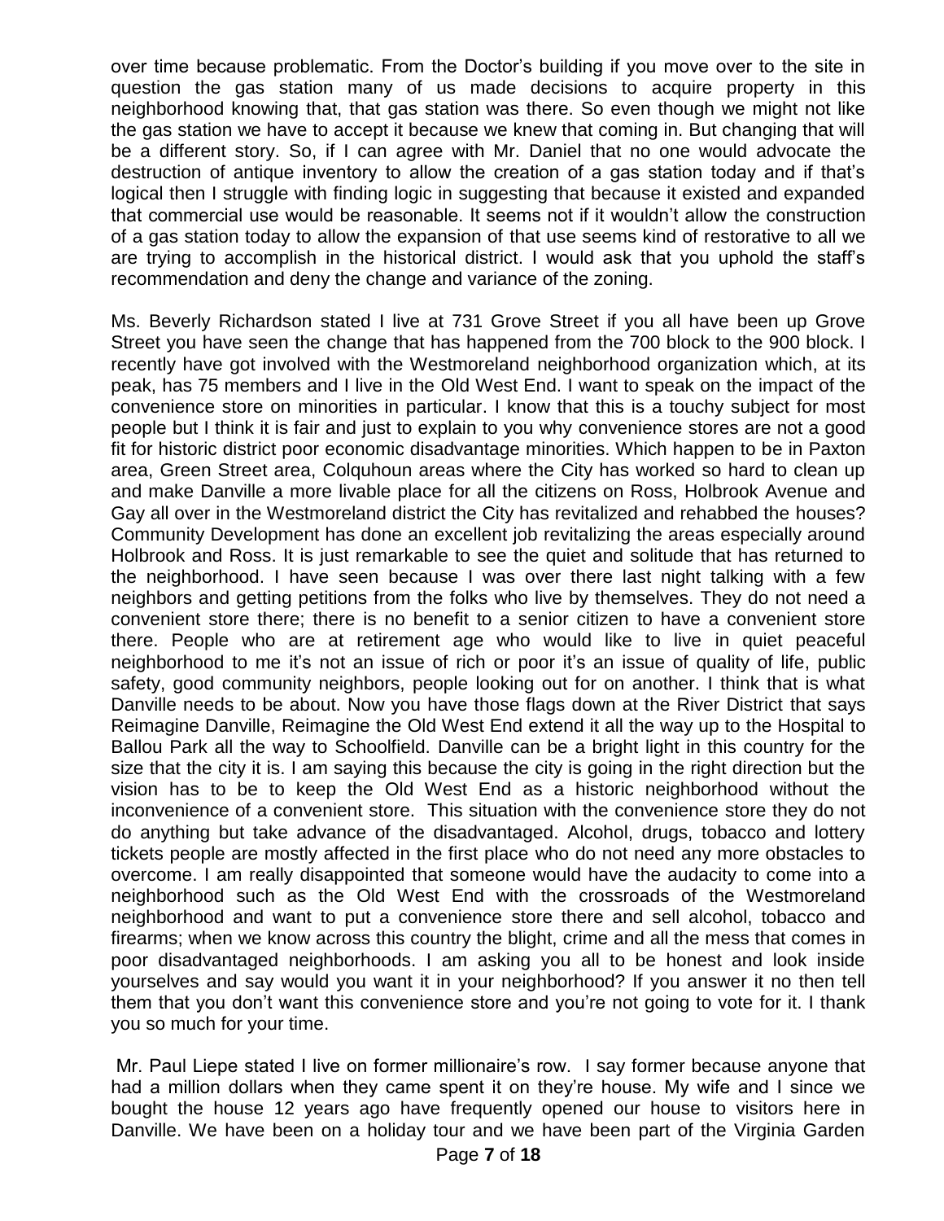over time because problematic. From the Doctor's building if you move over to the site in question the gas station many of us made decisions to acquire property in this neighborhood knowing that, that gas station was there. So even though we might not like the gas station we have to accept it because we knew that coming in. But changing that will be a different story. So, if I can agree with Mr. Daniel that no one would advocate the destruction of antique inventory to allow the creation of a gas station today and if that's logical then I struggle with finding logic in suggesting that because it existed and expanded that commercial use would be reasonable. It seems not if it wouldn't allow the construction of a gas station today to allow the expansion of that use seems kind of restorative to all we are trying to accomplish in the historical district. I would ask that you uphold the staff's recommendation and deny the change and variance of the zoning.

Ms. Beverly Richardson stated I live at 731 Grove Street if you all have been up Grove Street you have seen the change that has happened from the 700 block to the 900 block. I recently have got involved with the Westmoreland neighborhood organization which, at its peak, has 75 members and I live in the Old West End. I want to speak on the impact of the convenience store on minorities in particular. I know that this is a touchy subject for most people but I think it is fair and just to explain to you why convenience stores are not a good fit for historic district poor economic disadvantage minorities. Which happen to be in Paxton area, Green Street area, Colquhoun areas where the City has worked so hard to clean up and make Danville a more livable place for all the citizens on Ross, Holbrook Avenue and Gay all over in the Westmoreland district the City has revitalized and rehabbed the houses? Community Development has done an excellent job revitalizing the areas especially around Holbrook and Ross. It is just remarkable to see the quiet and solitude that has returned to the neighborhood. I have seen because I was over there last night talking with a few neighbors and getting petitions from the folks who live by themselves. They do not need a convenient store there; there is no benefit to a senior citizen to have a convenient store there. People who are at retirement age who would like to live in quiet peaceful neighborhood to me it's not an issue of rich or poor it's an issue of quality of life, public safety, good community neighbors, people looking out for on another. I think that is what Danville needs to be about. Now you have those flags down at the River District that says Reimagine Danville, Reimagine the Old West End extend it all the way up to the Hospital to Ballou Park all the way to Schoolfield. Danville can be a bright light in this country for the size that the city it is. I am saying this because the city is going in the right direction but the vision has to be to keep the Old West End as a historic neighborhood without the inconvenience of a convenient store. This situation with the convenience store they do not do anything but take advance of the disadvantaged. Alcohol, drugs, tobacco and lottery tickets people are mostly affected in the first place who do not need any more obstacles to overcome. I am really disappointed that someone would have the audacity to come into a neighborhood such as the Old West End with the crossroads of the Westmoreland neighborhood and want to put a convenience store there and sell alcohol, tobacco and firearms; when we know across this country the blight, crime and all the mess that comes in poor disadvantaged neighborhoods. I am asking you all to be honest and look inside yourselves and say would you want it in your neighborhood? If you answer it no then tell them that you don't want this convenience store and you're not going to vote for it. I thank you so much for your time.

Mr. Paul Liepe stated I live on former millionaire's row. I say former because anyone that had a million dollars when they came spent it on they're house. My wife and I since we bought the house 12 years ago have frequently opened our house to visitors here in Danville. We have been on a holiday tour and we have been part of the Virginia Garden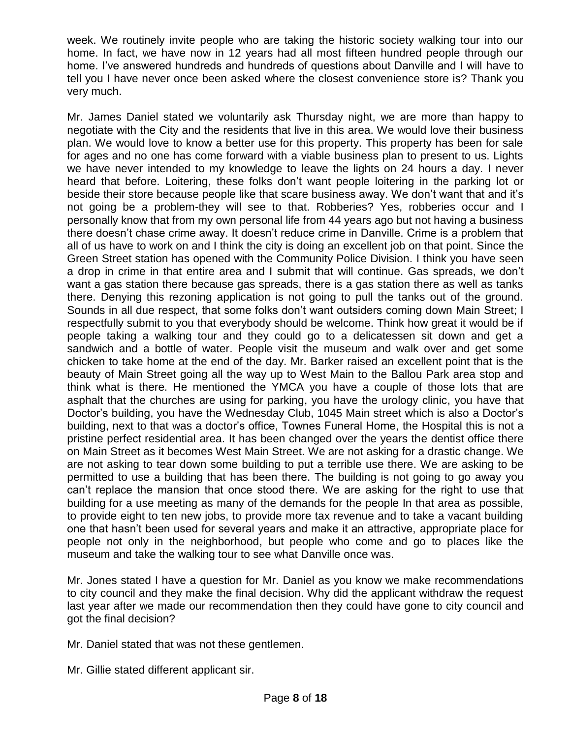week. We routinely invite people who are taking the historic society walking tour into our home. In fact, we have now in 12 years had all most fifteen hundred people through our home. I've answered hundreds and hundreds of questions about Danville and I will have to tell you I have never once been asked where the closest convenience store is? Thank you very much.

Mr. James Daniel stated we voluntarily ask Thursday night, we are more than happy to negotiate with the City and the residents that live in this area. We would love their business plan. We would love to know a better use for this property. This property has been for sale for ages and no one has come forward with a viable business plan to present to us. Lights we have never intended to my knowledge to leave the lights on 24 hours a day. I never heard that before. Loitering, these folks don't want people loitering in the parking lot or beside their store because people like that scare business away. We don't want that and it's not going be a problem-they will see to that. Robberies? Yes, robberies occur and I personally know that from my own personal life from 44 years ago but not having a business there doesn't chase crime away. It doesn't reduce crime in Danville. Crime is a problem that all of us have to work on and I think the city is doing an excellent job on that point. Since the Green Street station has opened with the Community Police Division. I think you have seen a drop in crime in that entire area and I submit that will continue. Gas spreads, we don't want a gas station there because gas spreads, there is a gas station there as well as tanks there. Denying this rezoning application is not going to pull the tanks out of the ground. Sounds in all due respect, that some folks don't want outsiders coming down Main Street; I respectfully submit to you that everybody should be welcome. Think how great it would be if people taking a walking tour and they could go to a delicatessen sit down and get a sandwich and a bottle of water. People visit the museum and walk over and get some chicken to take home at the end of the day. Mr. Barker raised an excellent point that is the beauty of Main Street going all the way up to West Main to the Ballou Park area stop and think what is there. He mentioned the YMCA you have a couple of those lots that are asphalt that the churches are using for parking, you have the urology clinic, you have that Doctor's building, you have the Wednesday Club, 1045 Main street which is also a Doctor's building, next to that was a doctor's office, Townes Funeral Home, the Hospital this is not a pristine perfect residential area. It has been changed over the years the dentist office there on Main Street as it becomes West Main Street. We are not asking for a drastic change. We are not asking to tear down some building to put a terrible use there. We are asking to be permitted to use a building that has been there. The building is not going to go away you can't replace the mansion that once stood there. We are asking for the right to use that building for a use meeting as many of the demands for the people In that area as possible, to provide eight to ten new jobs, to provide more tax revenue and to take a vacant building one that hasn't been used for several years and make it an attractive, appropriate place for people not only in the neighborhood, but people who come and go to places like the museum and take the walking tour to see what Danville once was.

Mr. Jones stated I have a question for Mr. Daniel as you know we make recommendations to city council and they make the final decision. Why did the applicant withdraw the request last year after we made our recommendation then they could have gone to city council and got the final decision?

Mr. Daniel stated that was not these gentlemen.

Mr. Gillie stated different applicant sir.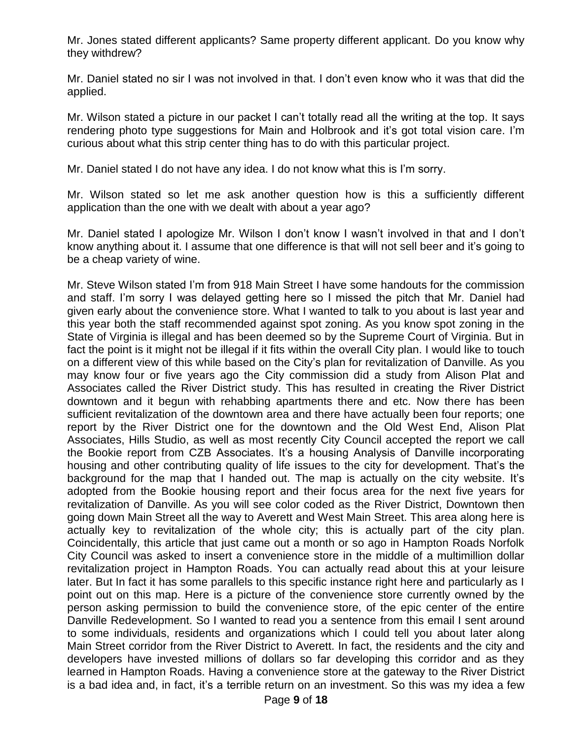Mr. Jones stated different applicants? Same property different applicant. Do you know why they withdrew?

Mr. Daniel stated no sir I was not involved in that. I don't even know who it was that did the applied.

Mr. Wilson stated a picture in our packet I can't totally read all the writing at the top. It says rendering photo type suggestions for Main and Holbrook and it's got total vision care. I'm curious about what this strip center thing has to do with this particular project.

Mr. Daniel stated I do not have any idea. I do not know what this is I'm sorry.

Mr. Wilson stated so let me ask another question how is this a sufficiently different application than the one with we dealt with about a year ago?

Mr. Daniel stated I apologize Mr. Wilson I don't know I wasn't involved in that and I don't know anything about it. I assume that one difference is that will not sell beer and it's going to be a cheap variety of wine.

Mr. Steve Wilson stated I'm from 918 Main Street I have some handouts for the commission and staff. I'm sorry I was delayed getting here so I missed the pitch that Mr. Daniel had given early about the convenience store. What I wanted to talk to you about is last year and this year both the staff recommended against spot zoning. As you know spot zoning in the State of Virginia is illegal and has been deemed so by the Supreme Court of Virginia. But in fact the point is it might not be illegal if it fits within the overall City plan. I would like to touch on a different view of this while based on the City's plan for revitalization of Danville. As you may know four or five years ago the City commission did a study from Alison Plat and Associates called the River District study. This has resulted in creating the River District downtown and it begun with rehabbing apartments there and etc. Now there has been sufficient revitalization of the downtown area and there have actually been four reports; one report by the River District one for the downtown and the Old West End, Alison Plat Associates, Hills Studio, as well as most recently City Council accepted the report we call the Bookie report from CZB Associates. It's a housing Analysis of Danville incorporating housing and other contributing quality of life issues to the city for development. That's the background for the map that I handed out. The map is actually on the city website. It's adopted from the Bookie housing report and their focus area for the next five years for revitalization of Danville. As you will see color coded as the River District, Downtown then going down Main Street all the way to Averett and West Main Street. This area along here is actually key to revitalization of the whole city; this is actually part of the city plan. Coincidentally, this article that just came out a month or so ago in Hampton Roads Norfolk City Council was asked to insert a convenience store in the middle of a multimillion dollar revitalization project in Hampton Roads. You can actually read about this at your leisure later. But In fact it has some parallels to this specific instance right here and particularly as I point out on this map. Here is a picture of the convenience store currently owned by the person asking permission to build the convenience store, of the epic center of the entire Danville Redevelopment. So I wanted to read you a sentence from this email I sent around to some individuals, residents and organizations which I could tell you about later along Main Street corridor from the River District to Averett. In fact, the residents and the city and developers have invested millions of dollars so far developing this corridor and as they learned in Hampton Roads. Having a convenience store at the gateway to the River District is a bad idea and, in fact, it's a terrible return on an investment. So this was my idea a few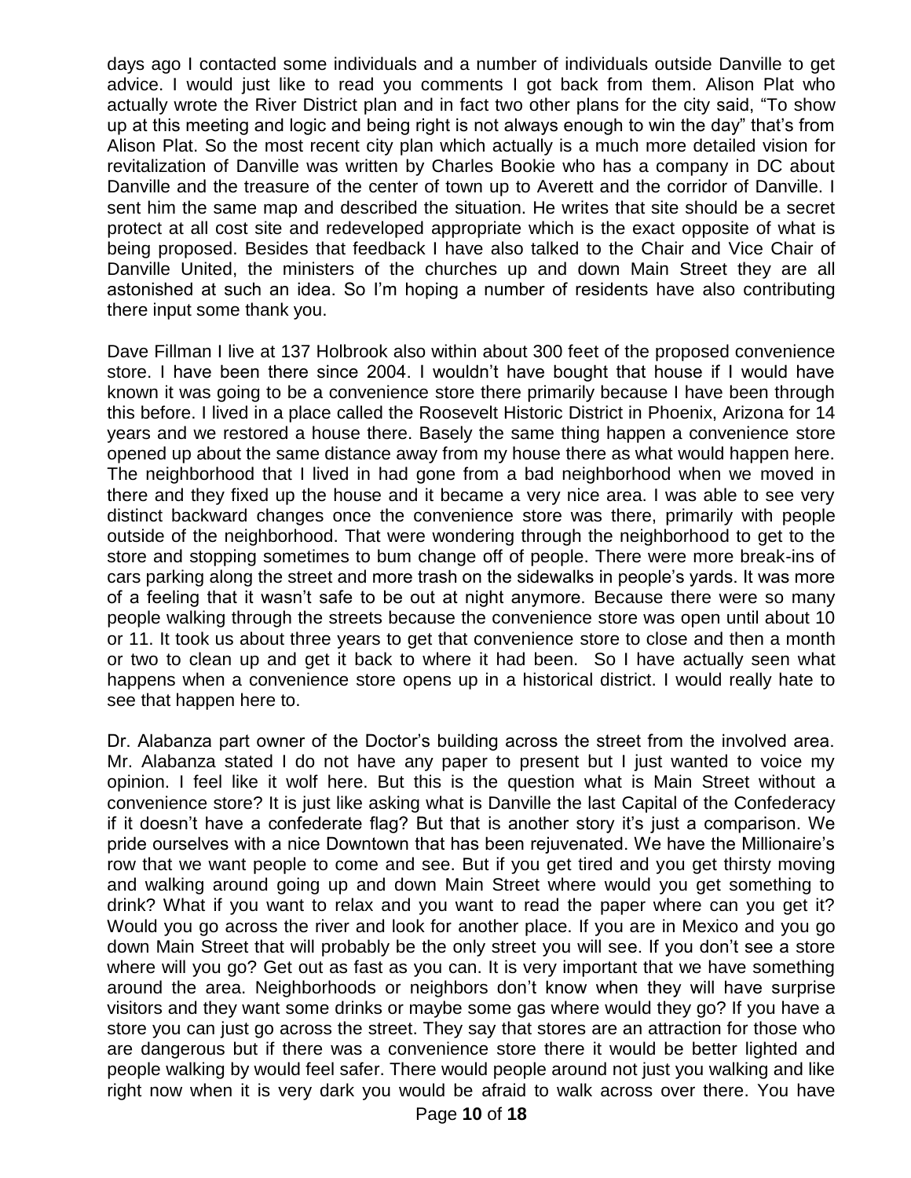days ago I contacted some individuals and a number of individuals outside Danville to get advice. I would just like to read you comments I got back from them. Alison Plat who actually wrote the River District plan and in fact two other plans for the city said, "To show up at this meeting and logic and being right is not always enough to win the day" that's from Alison Plat. So the most recent city plan which actually is a much more detailed vision for revitalization of Danville was written by Charles Bookie who has a company in DC about Danville and the treasure of the center of town up to Averett and the corridor of Danville. I sent him the same map and described the situation. He writes that site should be a secret protect at all cost site and redeveloped appropriate which is the exact opposite of what is being proposed. Besides that feedback I have also talked to the Chair and Vice Chair of Danville United, the ministers of the churches up and down Main Street they are all astonished at such an idea. So I'm hoping a number of residents have also contributing there input some thank you.

Dave Fillman I live at 137 Holbrook also within about 300 feet of the proposed convenience store. I have been there since 2004. I wouldn't have bought that house if I would have known it was going to be a convenience store there primarily because I have been through this before. I lived in a place called the Roosevelt Historic District in Phoenix, Arizona for 14 years and we restored a house there. Basely the same thing happen a convenience store opened up about the same distance away from my house there as what would happen here. The neighborhood that I lived in had gone from a bad neighborhood when we moved in there and they fixed up the house and it became a very nice area. I was able to see very distinct backward changes once the convenience store was there, primarily with people outside of the neighborhood. That were wondering through the neighborhood to get to the store and stopping sometimes to bum change off of people. There were more break-ins of cars parking along the street and more trash on the sidewalks in people's yards. It was more of a feeling that it wasn't safe to be out at night anymore. Because there were so many people walking through the streets because the convenience store was open until about 10 or 11. It took us about three years to get that convenience store to close and then a month or two to clean up and get it back to where it had been. So I have actually seen what happens when a convenience store opens up in a historical district. I would really hate to see that happen here to.

Dr. Alabanza part owner of the Doctor's building across the street from the involved area. Mr. Alabanza stated I do not have any paper to present but I just wanted to voice my opinion. I feel like it wolf here. But this is the question what is Main Street without a convenience store? It is just like asking what is Danville the last Capital of the Confederacy if it doesn't have a confederate flag? But that is another story it's just a comparison. We pride ourselves with a nice Downtown that has been rejuvenated. We have the Millionaire's row that we want people to come and see. But if you get tired and you get thirsty moving and walking around going up and down Main Street where would you get something to drink? What if you want to relax and you want to read the paper where can you get it? Would you go across the river and look for another place. If you are in Mexico and you go down Main Street that will probably be the only street you will see. If you don't see a store where will you go? Get out as fast as you can. It is very important that we have something around the area. Neighborhoods or neighbors don't know when they will have surprise visitors and they want some drinks or maybe some gas where would they go? If you have a store you can just go across the street. They say that stores are an attraction for those who are dangerous but if there was a convenience store there it would be better lighted and people walking by would feel safer. There would people around not just you walking and like right now when it is very dark you would be afraid to walk across over there. You have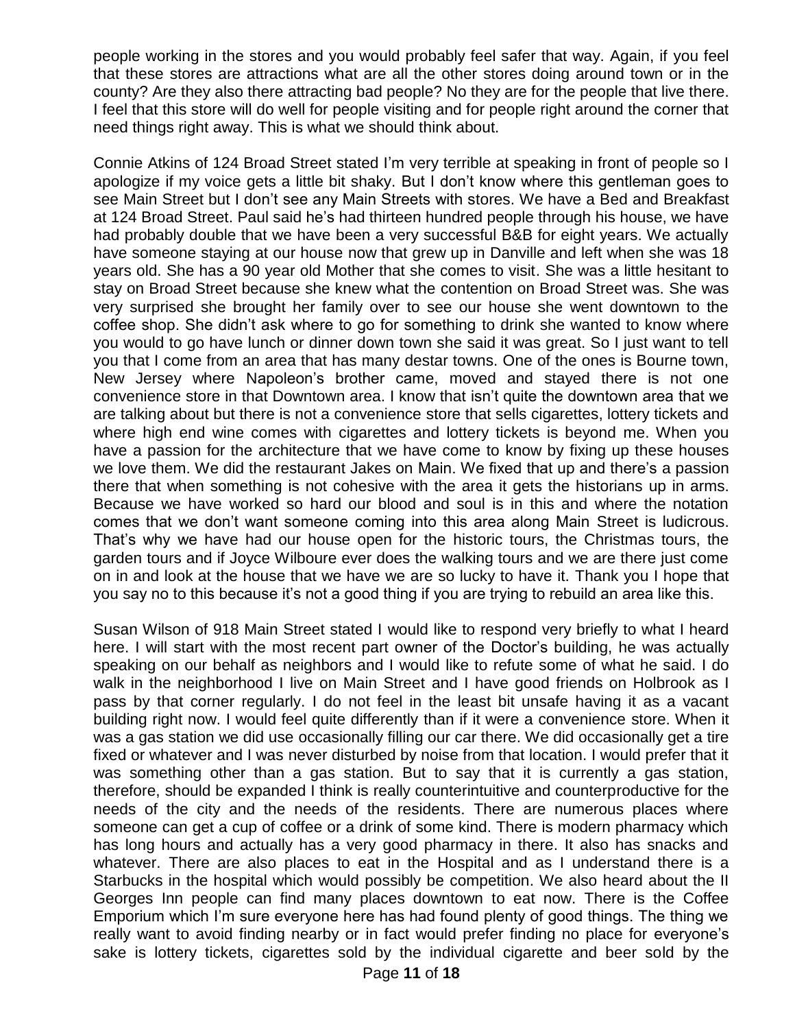people working in the stores and you would probably feel safer that way. Again, if you feel that these stores are attractions what are all the other stores doing around town or in the county? Are they also there attracting bad people? No they are for the people that live there. I feel that this store will do well for people visiting and for people right around the corner that need things right away. This is what we should think about.

Connie Atkins of 124 Broad Street stated I'm very terrible at speaking in front of people so I apologize if my voice gets a little bit shaky. But I don't know where this gentleman goes to see Main Street but I don't see any Main Streets with stores. We have a Bed and Breakfast at 124 Broad Street. Paul said he's had thirteen hundred people through his house, we have had probably double that we have been a very successful B&B for eight years. We actually have someone staying at our house now that grew up in Danville and left when she was 18 years old. She has a 90 year old Mother that she comes to visit. She was a little hesitant to stay on Broad Street because she knew what the contention on Broad Street was. She was very surprised she brought her family over to see our house she went downtown to the coffee shop. She didn't ask where to go for something to drink she wanted to know where you would to go have lunch or dinner down town she said it was great. So I just want to tell you that I come from an area that has many destar towns. One of the ones is Bourne town, New Jersey where Napoleon's brother came, moved and stayed there is not one convenience store in that Downtown area. I know that isn't quite the downtown area that we are talking about but there is not a convenience store that sells cigarettes, lottery tickets and where high end wine comes with cigarettes and lottery tickets is beyond me. When you have a passion for the architecture that we have come to know by fixing up these houses we love them. We did the restaurant Jakes on Main. We fixed that up and there's a passion there that when something is not cohesive with the area it gets the historians up in arms. Because we have worked so hard our blood and soul is in this and where the notation comes that we don't want someone coming into this area along Main Street is ludicrous. That's why we have had our house open for the historic tours, the Christmas tours, the garden tours and if Joyce Wilboure ever does the walking tours and we are there just come on in and look at the house that we have we are so lucky to have it. Thank you I hope that you say no to this because it's not a good thing if you are trying to rebuild an area like this.

Susan Wilson of 918 Main Street stated I would like to respond very briefly to what I heard here. I will start with the most recent part owner of the Doctor's building, he was actually speaking on our behalf as neighbors and I would like to refute some of what he said. I do walk in the neighborhood I live on Main Street and I have good friends on Holbrook as I pass by that corner regularly. I do not feel in the least bit unsafe having it as a vacant building right now. I would feel quite differently than if it were a convenience store. When it was a gas station we did use occasionally filling our car there. We did occasionally get a tire fixed or whatever and I was never disturbed by noise from that location. I would prefer that it was something other than a gas station. But to say that it is currently a gas station, therefore, should be expanded I think is really counterintuitive and counterproductive for the needs of the city and the needs of the residents. There are numerous places where someone can get a cup of coffee or a drink of some kind. There is modern pharmacy which has long hours and actually has a very good pharmacy in there. It also has snacks and whatever. There are also places to eat in the Hospital and as I understand there is a Starbucks in the hospital which would possibly be competition. We also heard about the II Georges Inn people can find many places downtown to eat now. There is the Coffee Emporium which I'm sure everyone here has had found plenty of good things. The thing we really want to avoid finding nearby or in fact would prefer finding no place for everyone's sake is lottery tickets, cigarettes sold by the individual cigarette and beer sold by the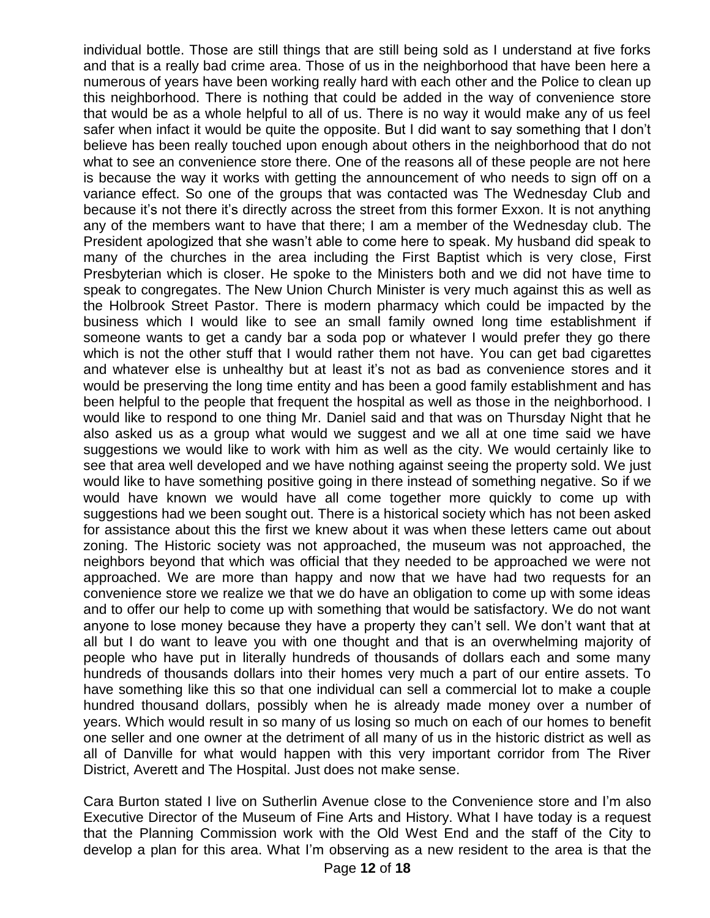individual bottle. Those are still things that are still being sold as I understand at five forks and that is a really bad crime area. Those of us in the neighborhood that have been here a numerous of years have been working really hard with each other and the Police to clean up this neighborhood. There is nothing that could be added in the way of convenience store that would be as a whole helpful to all of us. There is no way it would make any of us feel safer when infact it would be quite the opposite. But I did want to say something that I don't believe has been really touched upon enough about others in the neighborhood that do not what to see an convenience store there. One of the reasons all of these people are not here is because the way it works with getting the announcement of who needs to sign off on a variance effect. So one of the groups that was contacted was The Wednesday Club and because it's not there it's directly across the street from this former Exxon. It is not anything any of the members want to have that there; I am a member of the Wednesday club. The President apologized that she wasn't able to come here to speak. My husband did speak to many of the churches in the area including the First Baptist which is very close, First Presbyterian which is closer. He spoke to the Ministers both and we did not have time to speak to congregates. The New Union Church Minister is very much against this as well as the Holbrook Street Pastor. There is modern pharmacy which could be impacted by the business which I would like to see an small family owned long time establishment if someone wants to get a candy bar a soda pop or whatever I would prefer they go there which is not the other stuff that I would rather them not have. You can get bad cigarettes and whatever else is unhealthy but at least it's not as bad as convenience stores and it would be preserving the long time entity and has been a good family establishment and has been helpful to the people that frequent the hospital as well as those in the neighborhood. I would like to respond to one thing Mr. Daniel said and that was on Thursday Night that he also asked us as a group what would we suggest and we all at one time said we have suggestions we would like to work with him as well as the city. We would certainly like to see that area well developed and we have nothing against seeing the property sold. We just would like to have something positive going in there instead of something negative. So if we would have known we would have all come together more quickly to come up with suggestions had we been sought out. There is a historical society which has not been asked for assistance about this the first we knew about it was when these letters came out about zoning. The Historic society was not approached, the museum was not approached, the neighbors beyond that which was official that they needed to be approached we were not approached. We are more than happy and now that we have had two requests for an convenience store we realize we that we do have an obligation to come up with some ideas and to offer our help to come up with something that would be satisfactory. We do not want anyone to lose money because they have a property they can't sell. We don't want that at all but I do want to leave you with one thought and that is an overwhelming majority of people who have put in literally hundreds of thousands of dollars each and some many hundreds of thousands dollars into their homes very much a part of our entire assets. To have something like this so that one individual can sell a commercial lot to make a couple hundred thousand dollars, possibly when he is already made money over a number of years. Which would result in so many of us losing so much on each of our homes to benefit one seller and one owner at the detriment of all many of us in the historic district as well as all of Danville for what would happen with this very important corridor from The River District, Averett and The Hospital. Just does not make sense.

Cara Burton stated I live on Sutherlin Avenue close to the Convenience store and I'm also Executive Director of the Museum of Fine Arts and History. What I have today is a request that the Planning Commission work with the Old West End and the staff of the City to develop a plan for this area. What I'm observing as a new resident to the area is that the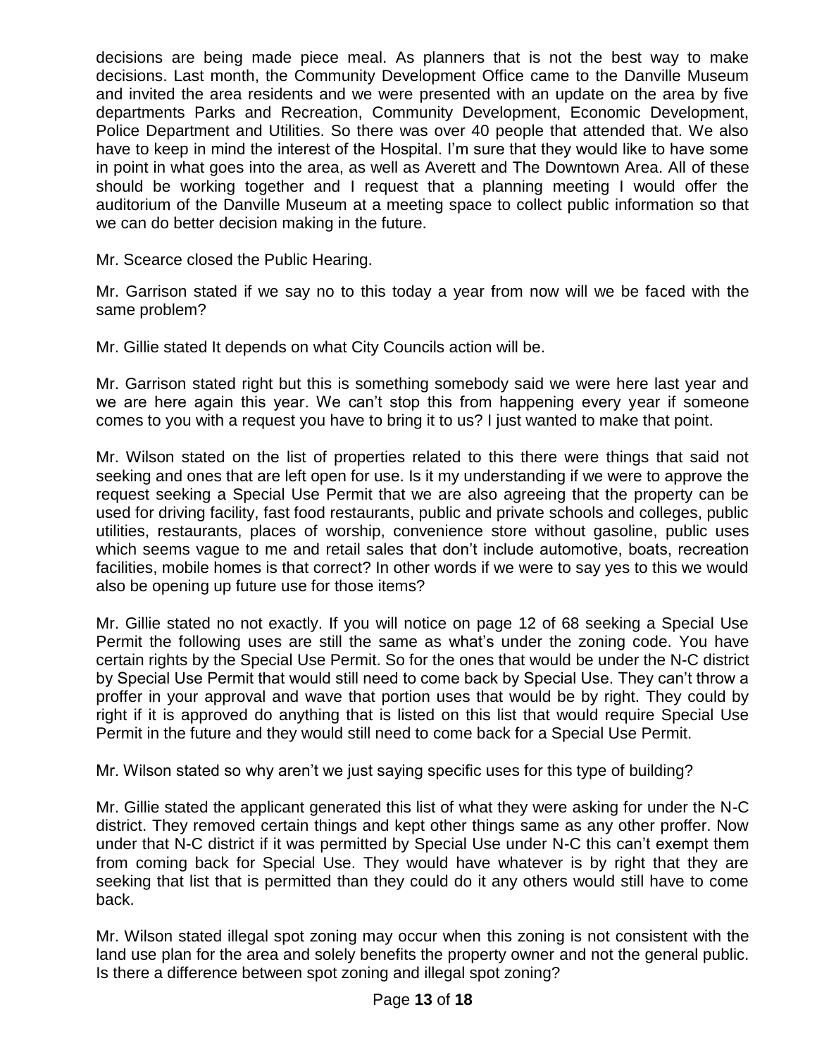decisions are being made piece meal. As planners that is not the best way to make decisions. Last month, the Community Development Office came to the Danville Museum and invited the area residents and we were presented with an update on the area by five departments Parks and Recreation, Community Development, Economic Development, Police Department and Utilities. So there was over 40 people that attended that. We also have to keep in mind the interest of the Hospital. I'm sure that they would like to have some in point in what goes into the area, as well as Averett and The Downtown Area. All of these should be working together and I request that a planning meeting I would offer the auditorium of the Danville Museum at a meeting space to collect public information so that we can do better decision making in the future.

Mr. Scearce closed the Public Hearing.

Mr. Garrison stated if we say no to this today a year from now will we be faced with the same problem?

Mr. Gillie stated It depends on what City Councils action will be.

Mr. Garrison stated right but this is something somebody said we were here last year and we are here again this year. We can't stop this from happening every year if someone comes to you with a request you have to bring it to us? I just wanted to make that point.

Mr. Wilson stated on the list of properties related to this there were things that said not seeking and ones that are left open for use. Is it my understanding if we were to approve the request seeking a Special Use Permit that we are also agreeing that the property can be used for driving facility, fast food restaurants, public and private schools and colleges, public utilities, restaurants, places of worship, convenience store without gasoline, public uses which seems vague to me and retail sales that don't include automotive, boats, recreation facilities, mobile homes is that correct? In other words if we were to say yes to this we would also be opening up future use for those items?

Mr. Gillie stated no not exactly. If you will notice on page 12 of 68 seeking a Special Use Permit the following uses are still the same as what's under the zoning code. You have certain rights by the Special Use Permit. So for the ones that would be under the N-C district by Special Use Permit that would still need to come back by Special Use. They can't throw a proffer in your approval and wave that portion uses that would be by right. They could by right if it is approved do anything that is listed on this list that would require Special Use Permit in the future and they would still need to come back for a Special Use Permit.

Mr. Wilson stated so why aren't we just saying specific uses for this type of building?

Mr. Gillie stated the applicant generated this list of what they were asking for under the N-C district. They removed certain things and kept other things same as any other proffer. Now under that N-C district if it was permitted by Special Use under N-C this can't exempt them from coming back for Special Use. They would have whatever is by right that they are seeking that list that is permitted than they could do it any others would still have to come back.

Mr. Wilson stated illegal spot zoning may occur when this zoning is not consistent with the land use plan for the area and solely benefits the property owner and not the general public. Is there a difference between spot zoning and illegal spot zoning?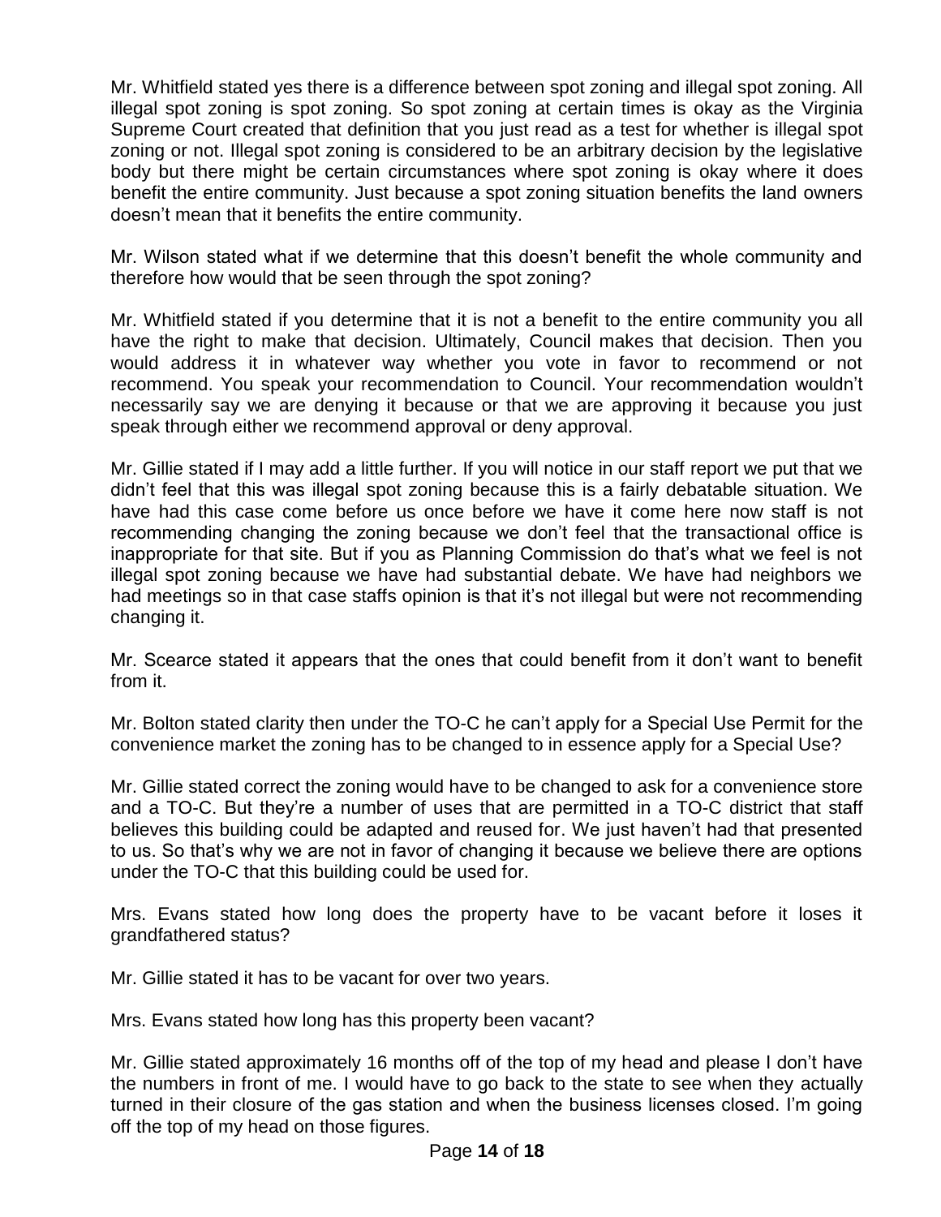Mr. Whitfield stated yes there is a difference between spot zoning and illegal spot zoning. All illegal spot zoning is spot zoning. So spot zoning at certain times is okay as the Virginia Supreme Court created that definition that you just read as a test for whether is illegal spot zoning or not. Illegal spot zoning is considered to be an arbitrary decision by the legislative body but there might be certain circumstances where spot zoning is okay where it does benefit the entire community. Just because a spot zoning situation benefits the land owners doesn't mean that it benefits the entire community.

Mr. Wilson stated what if we determine that this doesn't benefit the whole community and therefore how would that be seen through the spot zoning?

Mr. Whitfield stated if you determine that it is not a benefit to the entire community you all have the right to make that decision. Ultimately, Council makes that decision. Then you would address it in whatever way whether you vote in favor to recommend or not recommend. You speak your recommendation to Council. Your recommendation wouldn't necessarily say we are denying it because or that we are approving it because you just speak through either we recommend approval or deny approval.

Mr. Gillie stated if I may add a little further. If you will notice in our staff report we put that we didn't feel that this was illegal spot zoning because this is a fairly debatable situation. We have had this case come before us once before we have it come here now staff is not recommending changing the zoning because we don't feel that the transactional office is inappropriate for that site. But if you as Planning Commission do that's what we feel is not illegal spot zoning because we have had substantial debate. We have had neighbors we had meetings so in that case staffs opinion is that it's not illegal but were not recommending changing it.

Mr. Scearce stated it appears that the ones that could benefit from it don't want to benefit from it.

Mr. Bolton stated clarity then under the TO-C he can't apply for a Special Use Permit for the convenience market the zoning has to be changed to in essence apply for a Special Use?

Mr. Gillie stated correct the zoning would have to be changed to ask for a convenience store and a TO-C. But they're a number of uses that are permitted in a TO-C district that staff believes this building could be adapted and reused for. We just haven't had that presented to us. So that's why we are not in favor of changing it because we believe there are options under the TO-C that this building could be used for.

Mrs. Evans stated how long does the property have to be vacant before it loses it grandfathered status?

Mr. Gillie stated it has to be vacant for over two years.

Mrs. Evans stated how long has this property been vacant?

Mr. Gillie stated approximately 16 months off of the top of my head and please I don't have the numbers in front of me. I would have to go back to the state to see when they actually turned in their closure of the gas station and when the business licenses closed. I'm going off the top of my head on those figures.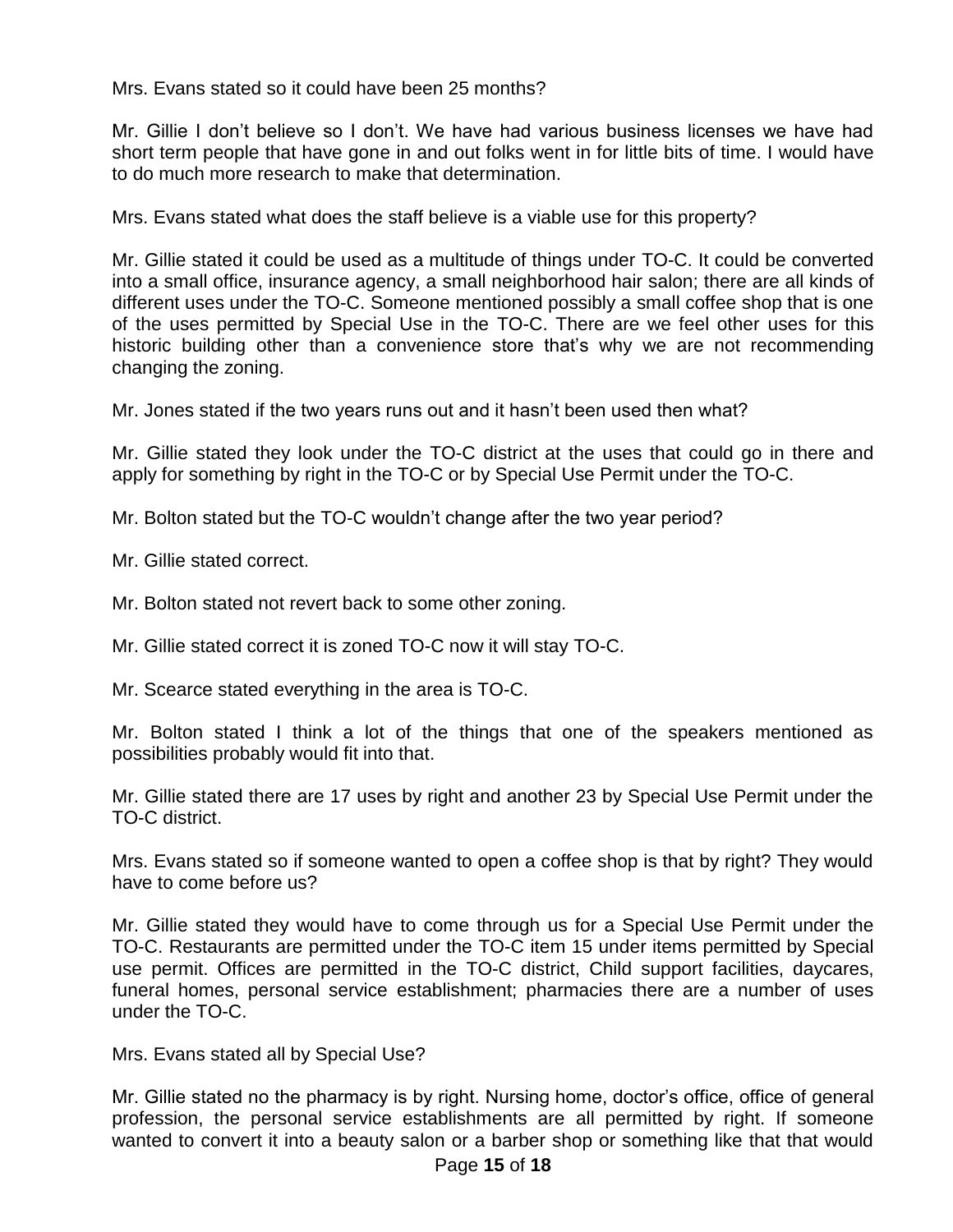Mrs. Evans stated so it could have been 25 months?

Mr. Gillie I don't believe so I don't. We have had various business licenses we have had short term people that have gone in and out folks went in for little bits of time. I would have to do much more research to make that determination.

Mrs. Evans stated what does the staff believe is a viable use for this property?

Mr. Gillie stated it could be used as a multitude of things under TO-C. It could be converted into a small office, insurance agency, a small neighborhood hair salon; there are all kinds of different uses under the TO-C. Someone mentioned possibly a small coffee shop that is one of the uses permitted by Special Use in the TO-C. There are we feel other uses for this historic building other than a convenience store that's why we are not recommending changing the zoning.

Mr. Jones stated if the two years runs out and it hasn't been used then what?

Mr. Gillie stated they look under the TO-C district at the uses that could go in there and apply for something by right in the TO-C or by Special Use Permit under the TO-C.

Mr. Bolton stated but the TO-C wouldn't change after the two year period?

Mr. Gillie stated correct.

Mr. Bolton stated not revert back to some other zoning.

Mr. Gillie stated correct it is zoned TO-C now it will stay TO-C.

Mr. Scearce stated everything in the area is TO-C.

Mr. Bolton stated I think a lot of the things that one of the speakers mentioned as possibilities probably would fit into that.

Mr. Gillie stated there are 17 uses by right and another 23 by Special Use Permit under the TO-C district.

Mrs. Evans stated so if someone wanted to open a coffee shop is that by right? They would have to come before us?

Mr. Gillie stated they would have to come through us for a Special Use Permit under the TO-C. Restaurants are permitted under the TO-C item 15 under items permitted by Special use permit. Offices are permitted in the TO-C district, Child support facilities, daycares, funeral homes, personal service establishment; pharmacies there are a number of uses under the TO-C.

Mrs. Evans stated all by Special Use?

Mr. Gillie stated no the pharmacy is by right. Nursing home, doctor's office, office of general profession, the personal service establishments are all permitted by right. If someone wanted to convert it into a beauty salon or a barber shop or something like that that would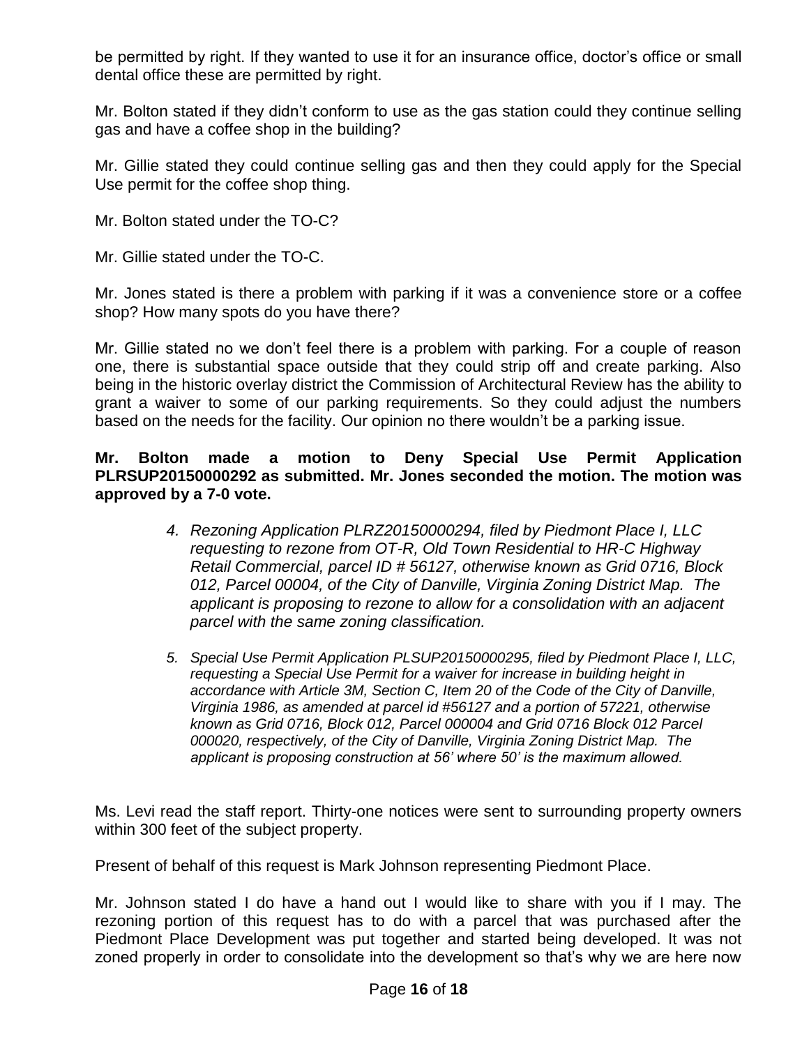be permitted by right. If they wanted to use it for an insurance office, doctor's office or small dental office these are permitted by right.

Mr. Bolton stated if they didn't conform to use as the gas station could they continue selling gas and have a coffee shop in the building?

Mr. Gillie stated they could continue selling gas and then they could apply for the Special Use permit for the coffee shop thing.

Mr. Bolton stated under the TO-C?

Mr. Gillie stated under the TO-C.

Mr. Jones stated is there a problem with parking if it was a convenience store or a coffee shop? How many spots do you have there?

Mr. Gillie stated no we don't feel there is a problem with parking. For a couple of reason one, there is substantial space outside that they could strip off and create parking. Also being in the historic overlay district the Commission of Architectural Review has the ability to grant a waiver to some of our parking requirements. So they could adjust the numbers based on the needs for the facility. Our opinion no there wouldn't be a parking issue.

**Mr. Bolton made a motion to Deny Special Use Permit Application PLRSUP20150000292 as submitted. Mr. Jones seconded the motion. The motion was approved by a 7-0 vote.**

4. *Rezoning Application PLRZ20150000294, filed by Piedmont Place I, LLC requesting to rezone from OT-R, Old Town Residential to HR-C Highway Retail Commercial, parcel ID # 56127, otherwise known as Grid 0716, Block 012, Parcel 00004, of the City of Danville, Virginia Zoning District Map. The applicant is proposing to rezone to allow for a consolidation with an adjacent parcel with the same zoning classification.*

5. *Special Use Permit Application PLSUP20150000295, filed by Piedmont Place I, LLC, requesting a Special Use Permit for a waiver for increase in building height in accordance with Article 3M, Section C, Item 20 of the Code of the City of Danville, Virginia 1986, as amended at parcel id #56127 and a portion of 57221, otherwise known as Grid 0716, Block 012, Parcel 000004 and Grid 0716 Block 012 Parcel 000020, respectively, of the City of Danville, Virginia Zoning District Map. The applicant is proposing construction at 56' where 50' is the maximum allowed.*

Ms. Levi read the staff report. Thirty-one notices were sent to surrounding property owners within 300 feet of the subject property.

Present of behalf of this request is Mark Johnson representing Piedmont Place.

Mr. Johnson stated I do have a hand out I would like to share with you if I may. The rezoning portion of this request has to do with a parcel that was purchased after the Piedmont Place Development was put together and started being developed. It was not zoned properly in order to consolidate into the development so that's why we are here now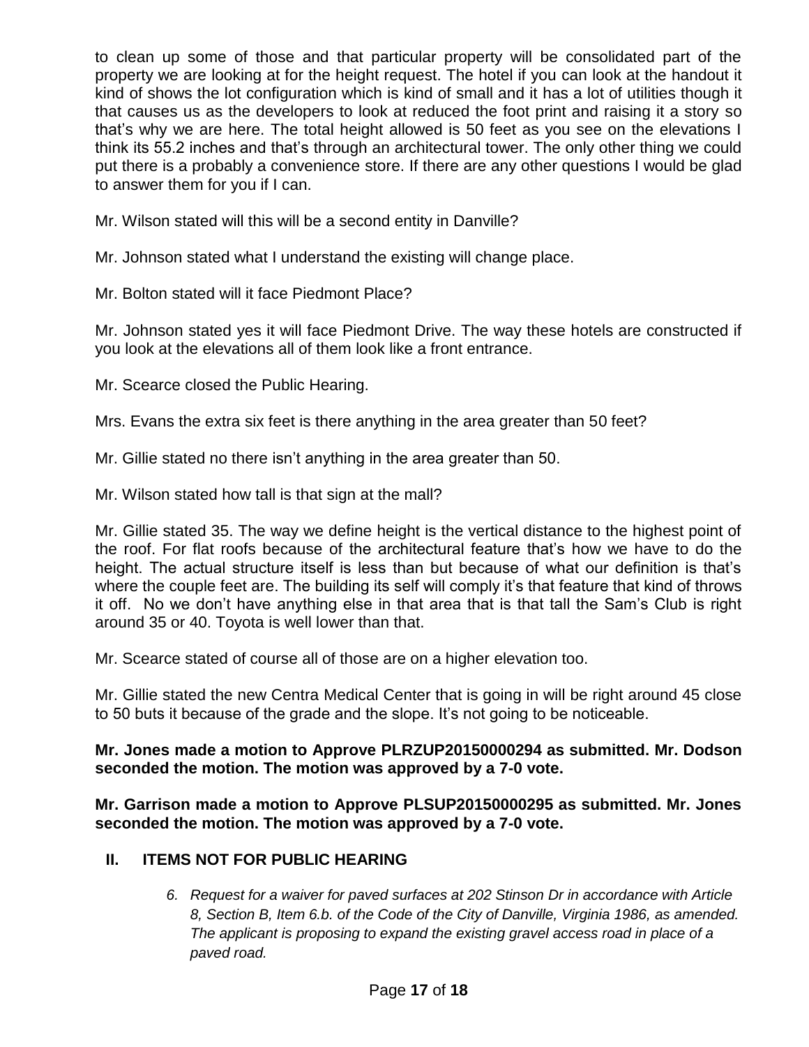to clean up some of those and that particular property will be consolidated part of the property we are looking at for the height request. The hotel if you can look at the handout it kind of shows the lot configuration which is kind of small and it has a lot of utilities though it that causes us as the developers to look at reduced the foot print and raising it a story so that's why we are here. The total height allowed is 50 feet as you see on the elevations I think its 55.2 inches and that's through an architectural tower. The only other thing we could put there is a probably a convenience store. If there are any other questions I would be glad to answer them for you if I can.

Mr. Wilson stated will this will be a second entity in Danville?

Mr. Johnson stated what I understand the existing will change place.

Mr. Bolton stated will it face Piedmont Place?

Mr. Johnson stated yes it will face Piedmont Drive. The way these hotels are constructed if you look at the elevations all of them look like a front entrance.

Mr. Scearce closed the Public Hearing.

Mrs. Evans the extra six feet is there anything in the area greater than 50 feet?

Mr. Gillie stated no there isn't anything in the area greater than 50.

Mr. Wilson stated how tall is that sign at the mall?

Mr. Gillie stated 35. The way we define height is the vertical distance to the highest point of the roof. For flat roofs because of the architectural feature that's how we have to do the height. The actual structure itself is less than but because of what our definition is that's where the couple feet are. The building its self will comply it's that feature that kind of throws it off. No we don't have anything else in that area that is that tall the Sam's Club is right around 35 or 40. Toyota is well lower than that.

Mr. Scearce stated of course all of those are on a higher elevation too.

Mr. Gillie stated the new Centra Medical Center that is going in will be right around 45 close to 50 buts it because of the grade and the slope. It's not going to be noticeable.

**Mr. Jones made a motion to Approve PLRZUP20150000294 as submitted. Mr. Dodson seconded the motion. The motion was approved by a 7-0 vote.**

**Mr. Garrison made a motion to Approve PLSUP20150000295 as submitted. Mr. Jones seconded the motion. The motion was approved by a 7-0 vote.**

## II. ITEMS NOT FOR PUBLIC HEARING

6. *Request for a waiver for paved surfaces at 202 Stinson Dr in accordance with Article 8, Section B, Item 6.b. of the Code of the City of Danville, Virginia 1986, as amended. The applicant is proposing to expand the existing gravel access road in place of a paved road.*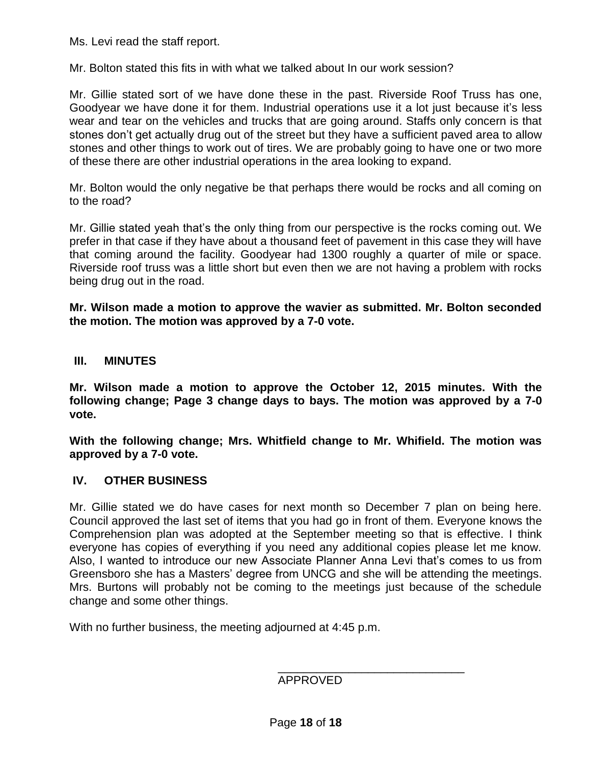Ms. Levi read the staff report.

Mr. Bolton stated this fits in with what we talked about In our work session?

Mr. Gillie stated sort of we have done these in the past. Riverside Roof Truss has one, Goodyear we have done it for them. Industrial operations use it a lot just because it's less wear and tear on the vehicles and trucks that are going around. Staffs only concern is that stones don't get actually drug out of the street but they have a sufficient paved area to allow stones and other things to work out of tires. We are probably going to have one or two more of these there are other industrial operations in the area looking to expand.

Mr. Bolton would the only negative be that perhaps there would be rocks and all coming on to the road?

Mr. Gillie stated yeah that's the only thing from our perspective is the rocks coming out. We prefer in that case if they have about a thousand feet of pavement in this case they will have that coming around the facility. Goodyear had 1300 roughly a quarter of mile or space. Riverside roof truss was a little short but even then we are not having a problem with rocks being drug out in the road.

**Mr. Wilson made a motion to approve the wavier as submitted. Mr. Bolton seconded the motion. The motion was approved by a 7-0 vote.**

## III. MINUTES

**Mr. Wilson made a motion to approve the October 12, 2015 minutes. With the following change; Page 3 change days to bays. The motion was approved by a 7-0 vote.**

**With the following change; Mrs. Whitfield change to Mr. Whifield. The motion was approved by a 7-0 vote.**

## IV. OTHER BUSINESS

Mr. Gillie stated we do have cases for next month so December 7 plan on being here. Council approved the last set of items that you had go in front of them. Everyone knows the Comprehension plan was adopted at the September meeting so that is effective. I think everyone has copies of everything if you need any additional copies please let me know. Also, I wanted to introduce our new Associate Planner Anna Levi that's comes to us from Greensboro she has a Masters' degree from UNCG and she will be attending the meetings. Mrs. Burtons will probably not be coming to the meetings just because of the schedule change and some other things.

With no further business, the meeting adjourned at 4:45 p.m.

\_\_\_\_\_\_\_\_\_\_\_\_\_\_\_\_\_\_\_\_\_\_\_\_\_\_\_\_\_\_

APPROVED